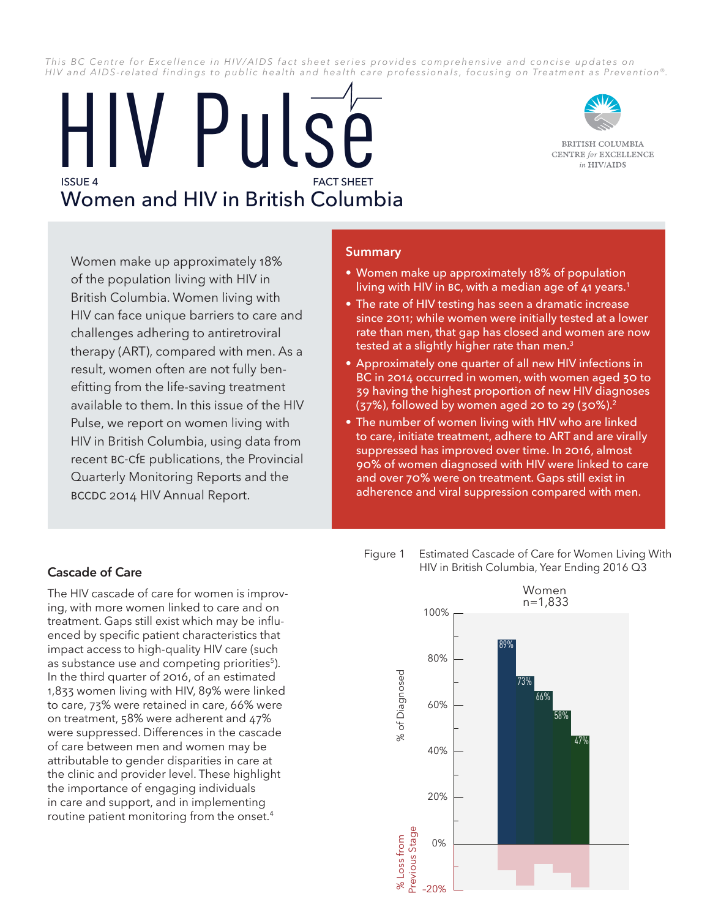*This BC Centre for Excellence in HIV/AIDS fact sheet series provides comprehensive and concise updates on HIV and AIDS-related findings to public health and health care professionals, focusing on Treatment as Prevention®.*

# HIV Pulse

ISSUE 4 FACT SHEET

## Women and HIV in British Columbia

BRITISH COLUMBIA CENTRE *for* EXCELLENCE *in* HIV/AIDS

Women make up approximately 18% of the population living with HIV in British Columbia. Women living with HIV can face unique barriers to care and challenges adhering to antiretroviral therapy (ART), compared with men. As a result, women often are not fully benefitting from the life-saving treatment available to them. In this issue of the HIV Pulse, we report on women living with HIV in British Columbia, using data from recent BC-CfE publications, the Provincial Quarterly Monitoring Reports and the BCCDC 2014 HIV Annual Report.

### Summary

- Women make up approximately 18% of population living with HIV in BC, with a median age of 41 years.[1]
- The rate of HIV testing has seen a dramatic increase since 2011; while women were initially tested at a lower rate than men, that gap has closed and women are now tested at a slightly higher rate than men.[3]
- Approximately one quarter of all new HIV infections in BC in 2014 occurred in women, with women aged 30 to 39 having the highest proportion of new HIV diagnoses (37%), followed by women aged 20 to 29 (30%).[2]
- The number of women living with HIV who are linked to care, initiate treatment, adhere to ART and are virally suppressed has improved over time. In 2016, almost 90% of women diagnosed with HIV were linked to care and over 70% were on treatment. Gaps still exist in adherence and viral suppression compared with men.

### Cascade of Care

The HIV cascade of care for women is improving, with more women linked to care and on treatment. Gaps still exist which may be influenced by specific patient characteristics that impact access to high-quality HIV care (such as substance use and competing priorities[5]). In the third quarter of 2016, of an estimated 1,833 women living with HIV, 89% were linked to care, 73% were retained in care, 66% were on treatment, 58% were adherent and 47% were suppressed. Differences in the cascade of care between men and women may be attributable to gender disparities in care at the clinic and provider level. These highlight the importance of engaging individuals in care and support, and in implementing routine patient monitoring from the onset.[4]

Figure 1 Estimated Cascade of Care for Women Living With HIV in British Columbia, Year Ending 2016 Q3

Women n=1,833

| Stage | % of Diagnosed |
|---|---|
| Linked to care | 89% |
| Retained in care | 73% |
| On treatment | 66% |
| Adherent | 58% |
| Suppressed | 47% |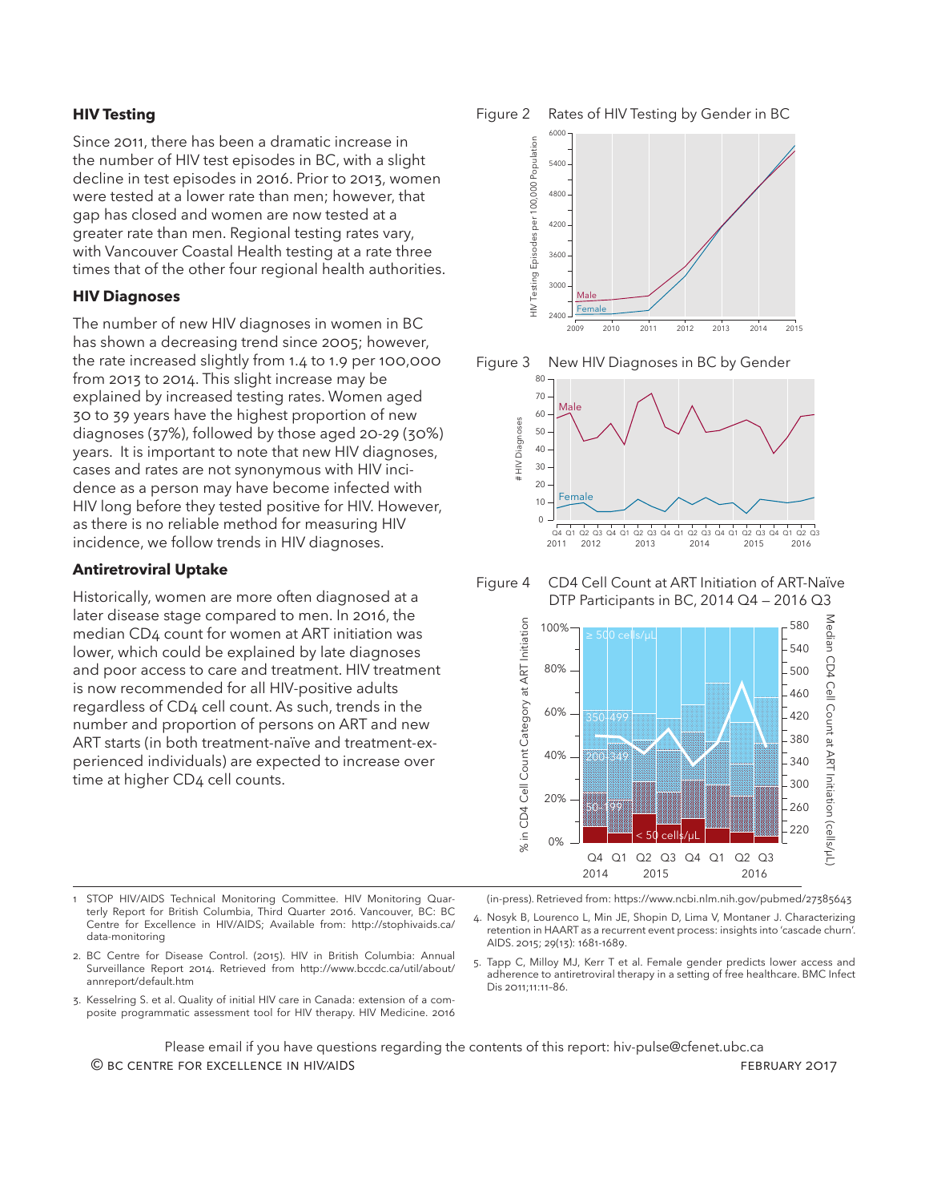## HIV Testing

Since 2011, there has been a dramatic increase in the number of HIV test episodes in BC, with a slight decline in test episodes in 2016. Prior to 2013, women were tested at a lower rate than men; however, that gap has closed and women are now tested at a greater rate than men. Regional testing rates vary, with Vancouver Coastal Health testing at a rate three times that of the other four regional health authorities.

## HIV Diagnoses

The number of new HIV diagnoses in women in BC has shown a decreasing trend since 2005; however, the rate increased slightly from 1.4 to 1.9 per 100,000 from 2013 to 2014. This slight increase may be explained by increased testing rates. Women aged 30 to 39 years have the highest proportion of new diagnoses (37%), followed by those aged 20-29 (30%) years. It is important to note that new HIV diagnoses, cases and rates are not synonymous with HIV incidence as a person may have become infected with HIV long before they tested positive for HIV. However, as there is no reliable method for measuring HIV incidence, we follow trends in HIV diagnoses.

## Antiretroviral Uptake

Historically, women are more often diagnosed at a later disease stage compared to men. In 2016, the median CD4 count for women at ART initiation was lower, which could be explained by late diagnoses and poor access to care and treatment. HIV treatment is now recommended for all HIV-positive adults regardless of CD4 cell count. As such, trends in the number and proportion of persons on ART and new ART starts (in both treatment-naïve and treatment-experienced individuals) are expected to increase over time at higher CD4 cell counts.

Figure 2 Rates of HIV Testing by Gender in BC

HIV Testing Episodes per 100,000 Population
6000
5400
4800
4200
3600
3000
2400
2009 2010 2011 2012 2013 2014 2015
Male
Female

Figure 3 New HIV Diagnoses in BC by Gender

# HIV Diagnoses
80
70
60
50
40
30
20
10
0
Q4 Q1 Q2 Q3 Q4 Q1 Q2 Q3 Q4 Q1 Q2 Q3 Q4 Q1 Q2 Q3 Q4 Q1 Q2 Q3
2011 2012 2013 2014 2015 2016
Male
Female

Figure 4 CD4 Cell Count at ART Initiation of ART-Naïve DTP Participants in BC, 2014 Q4 – 2016 Q3

% in CD4 Cell Count Category at ART Initiation
100%
80%
60%
40%
20%
0%
Median CD4 Cell Count at ART Initiation (cells/µL)
580
540
500
460
420
380
340
300
260
220
≥ 500 cells/µL
350-499
200-349
50-199
< 50 cells/µL
Q4 Q1 Q2 Q3 Q4 Q1 Q2 Q3
2014 2015 2016

1 STOP HIV/AIDS Technical Monitoring Committee. HIV Monitoring Quarterly Report for British Columbia, Third Quarter 2016. Vancouver, BC: BC Centre for Excellence in HIV/AIDS; Available from: http://stophivaids.ca/data-monitoring

2. BC Centre for Disease Control. (2015). HIV in British Columbia: Annual Surveillance Report 2014. Retrieved from http://www.bccdc.ca/util/about/annreport/default.htm

3. Kesselring S. et al. Quality of initial HIV care in Canada: extension of a composite programmatic assessment tool for HIV therapy. HIV Medicine. 2016 (in-press). Retrieved from: https://www.ncbi.nlm.nih.gov/pubmed/27385643

4. Nosyk B, Lourenco L, Min JE, Shopin D, Lima V, Montaner J. Characterizing retention in HAART as a recurrent event process: insights into 'cascade churn'. AIDS. 2015; 29(13): 1681-1689.

5. Tapp C, Milloy MJ, Kerr T et al. Female gender predicts lower access and adherence to antiretroviral therapy in a setting of free healthcare. BMC Infect Dis 2011;11:11–86.

Please email if you have questions regarding the contents of this report: hiv-pulse@cfenet.ubc.ca

© BC CENTRE FOR EXCELLENCE IN HIV/AIDS FEBRUARY 2017